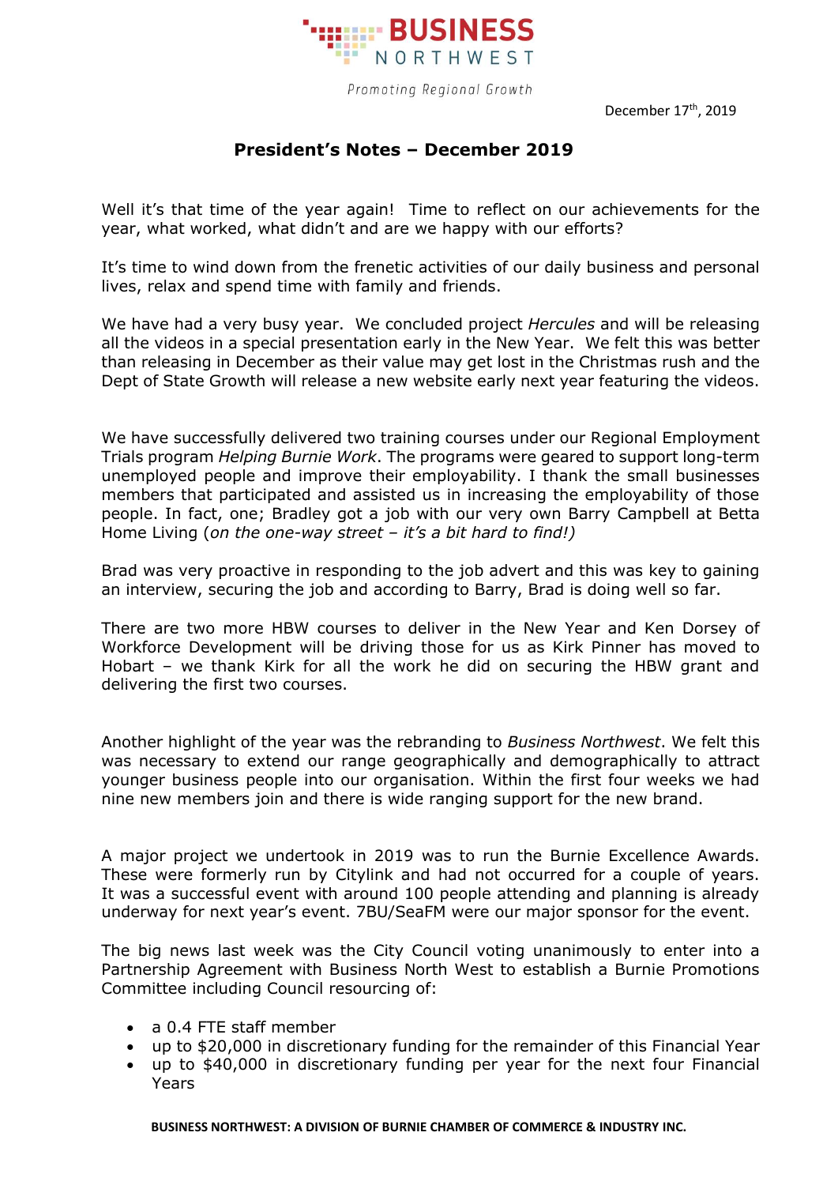# BUSINESS NORTHWEST

Promoting Regional Growth

December 17th, 2019

## President's Notes – December 2019

Well it's that time of the year again! Time to reflect on our achievements for the year, what worked, what didn't and are we happy with our efforts?

It's time to wind down from the frenetic activities of our daily business and personal lives, relax and spend time with family and friends.

We have had a very busy year. We concluded project *Hercules* and will be releasing all the videos in a special presentation early in the New Year. We felt this was better than releasing in December as their value may get lost in the Christmas rush and the Dept of State Growth will release a new website early next year featuring the videos.

We have successfully delivered two training courses under our Regional Employment Trials program *Helping Burnie Work*. The programs were geared to support long-term unemployed people and improve their employability. I thank the small businesses members that participated and assisted us in increasing the employability of those people. In fact, one; Bradley got a job with our very own Barry Campbell at Betta Home Living (*on the one-way street – it's a bit hard to find!)*

Brad was very proactive in responding to the job advert and this was key to gaining an interview, securing the job and according to Barry, Brad is doing well so far.

There are two more HBW courses to deliver in the New Year and Ken Dorsey of Workforce Development will be driving those for us as Kirk Pinner has moved to Hobart – we thank Kirk for all the work he did on securing the HBW grant and delivering the first two courses.

Another highlight of the year was the rebranding to *Business Northwest*. We felt this was necessary to extend our range geographically and demographically to attract younger business people into our organisation. Within the first four weeks we had nine new members join and there is wide ranging support for the new brand.

A major project we undertook in 2019 was to run the Burnie Excellence Awards. These were formerly run by Citylink and had not occurred for a couple of years. It was a successful event with around 100 people attending and planning is already underway for next year's event. 7BU/SeaFM were our major sponsor for the event.

The big news last week was the City Council voting unanimously to enter into a Partnership Agreement with Business North West to establish a Burnie Promotions Committee including Council resourcing of:

- a 0.4 FTE staff member
- up to $20,000 in discretionary funding for the remainder of this Financial Year
- up to $40,000 in discretionary funding per year for the next four Financial Years

BUSINESS NORTHWEST: A DIVISION OF BURNIE CHAMBER OF COMMERCE & INDUSTRY INC.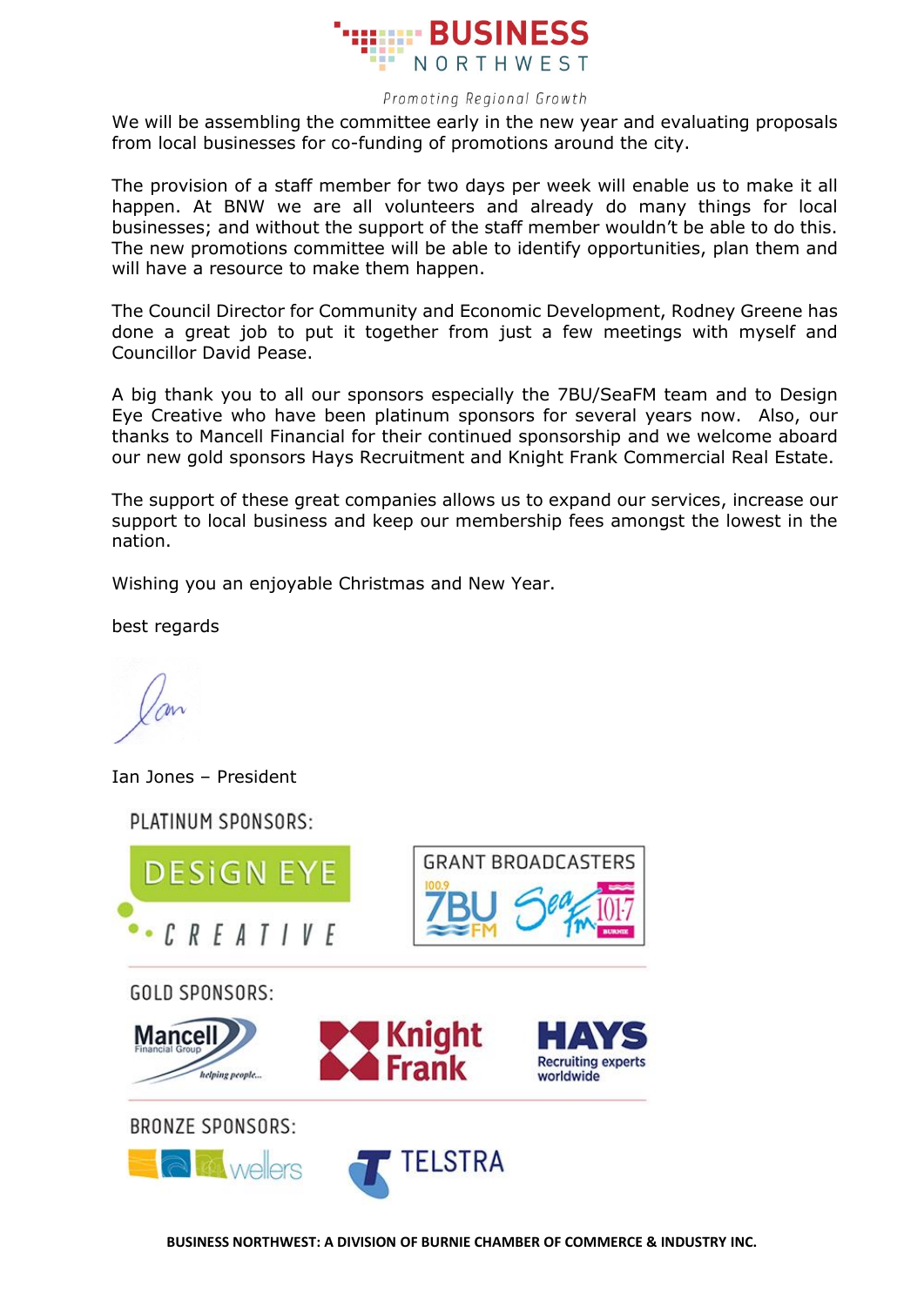We will be assembling the committee early in the new year and evaluating proposals from local businesses for co-funding of promotions around the city.

The provision of a staff member for two days per week will enable us to make it all happen. At BNW we are all volunteers and already do many things for local businesses; and without the support of the staff member wouldn't be able to do this. The new promotions committee will be able to identify opportunities, plan them and will have a resource to make them happen.

The Council Director for Community and Economic Development, Rodney Greene has done a great job to put it together from just a few meetings with myself and Councillor David Pease.

A big thank you to all our sponsors especially the 7BU/SeaFM team and to Design Eye Creative who have been platinum sponsors for several years now. Also, our thanks to Mancell Financial for their continued sponsorship and we welcome aboard our new gold sponsors Hays Recruitment and Knight Frank Commercial Real Estate.

The support of these great companies allows us to expand our services, increase our support to local business and keep our membership fees amongst the lowest in the nation.

Wishing you an enjoyable Christmas and New Year.

best regards

Ian Jones – President

PLATINUM SPONSORS:

Design Eye Creative

Grant Broadcasters 7BU SeaFM

GOLD SPONSORS:

Mancell Financial Group

Knight Frank

HAYS Recruiting experts worldwide

BRONZE SPONSORS:

wellers

TELSTRA

**BUSINESS NORTHWEST: A DIVISION OF BURNIE CHAMBER OF COMMERCE & INDUSTRY INC.**